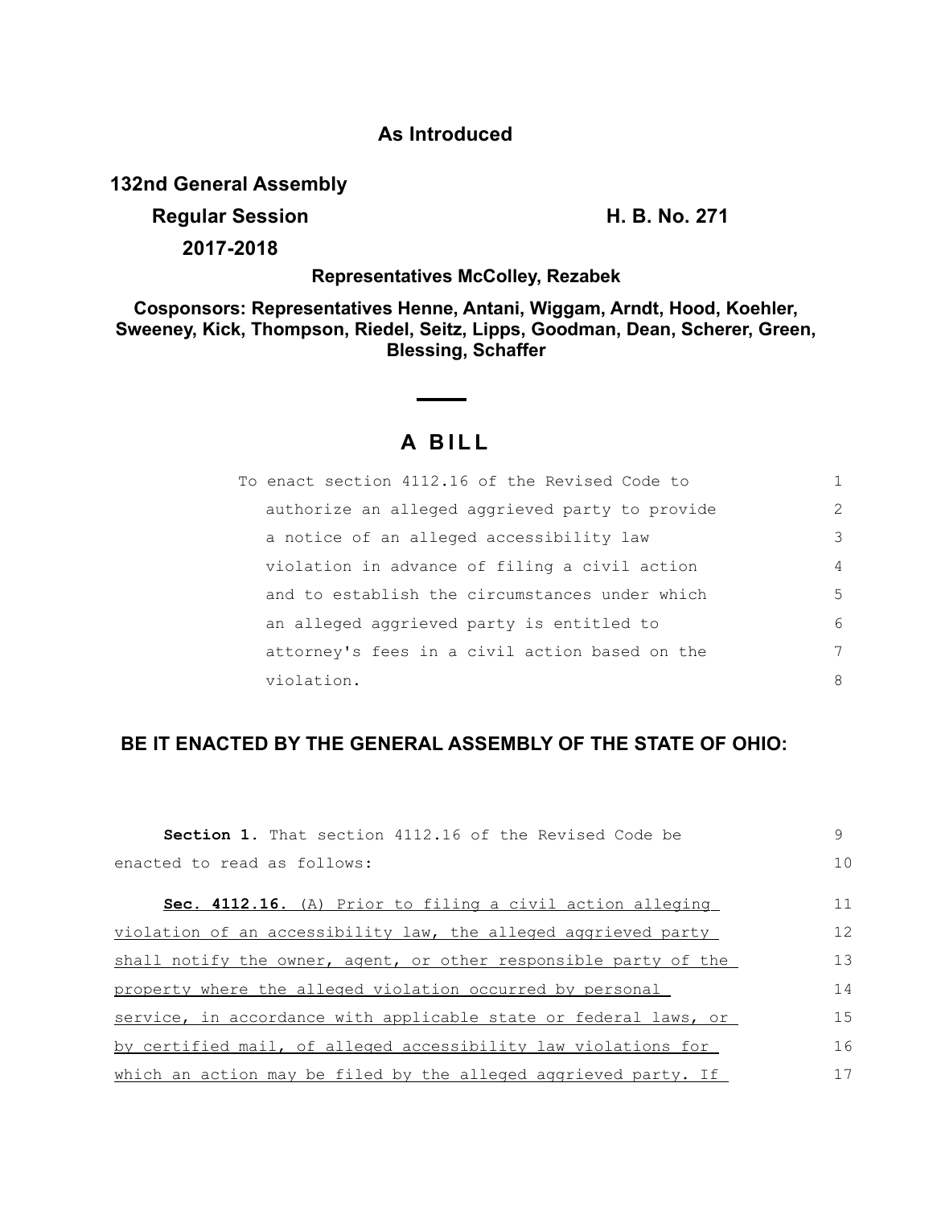**As Introduced**

**132nd General Assembly**

**Regular Session** **H. B. No. 271**

**2017-2018**

**Representatives McColley, Rezabek**

**Cosponsors: Representatives Henne, Antani, Wiggam, Arndt, Hood, Koehler, Sweeney, Kick, Thompson, Riedel, Seitz, Lipps, Goodman, Dean, Scherer, Green, Blessing, Schaffer**

# A BILL

To enact section 4112.16 of the Revised Code to authorize an alleged aggrieved party to provide a notice of an alleged accessibility law violation in advance of filing a civil action and to establish the circumstances under which an alleged aggrieved party is entitled to attorney's fees in a civil action based on the violation.

**BE IT ENACTED BY THE GENERAL ASSEMBLY OF THE STATE OF OHIO:**

**Section 1.** That section 4112.16 of the Revised Code be enacted to read as follows:

**Sec. 4112.16.** (A) Prior to filing a civil action alleging violation of an accessibility law, the alleged aggrieved party shall notify the owner, agent, or other responsible party of the property where the alleged violation occurred by personal service, in accordance with applicable state or federal laws, or by certified mail, of alleged accessibility law violations for which an action may be filed by the alleged aggrieved party. If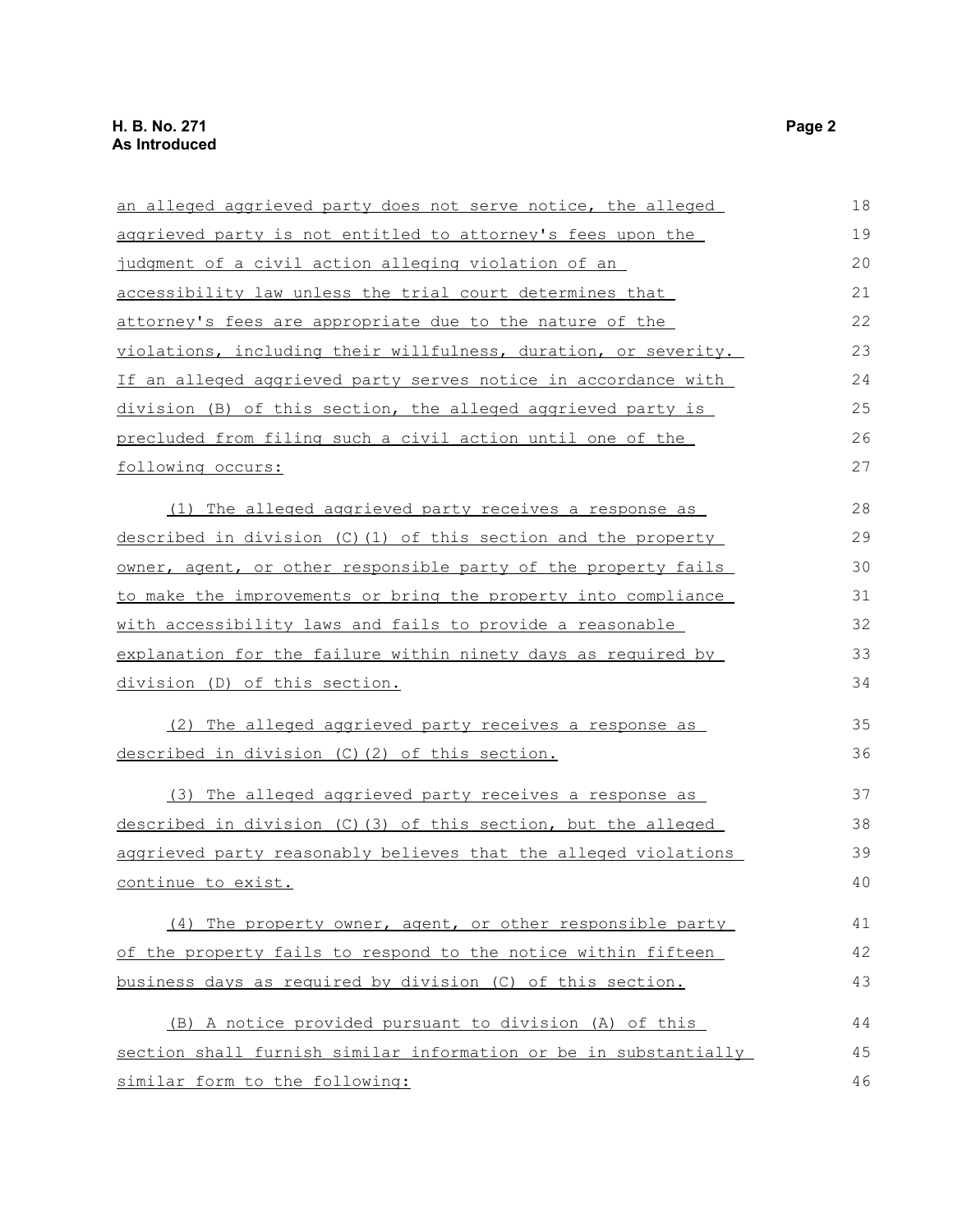an alleged aggrieved party does not serve notice, the alleged aggrieved party is not entitled to attorney's fees upon the judgment of a civil action alleging violation of an accessibility law unless the trial court determines that attorney's fees are appropriate due to the nature of the violations, including their willfulness, duration, or severity. If an alleged aggrieved party serves notice in accordance with division (B) of this section, the alleged aggrieved party is precluded from filing such a civil action until one of the following occurs:

(1) The alleged aggrieved party receives a response as described in division (C)(1) of this section and the property owner, agent, or other responsible party of the property fails to make the improvements or bring the property into compliance with accessibility laws and fails to provide a reasonable explanation for the failure within ninety days as required by division (D) of this section.

(2) The alleged aggrieved party receives a response as described in division (C)(2) of this section.

(3) The alleged aggrieved party receives a response as described in division (C)(3) of this section, but the alleged aggrieved party reasonably believes that the alleged violations continue to exist.

(4) The property owner, agent, or other responsible party of the property fails to respond to the notice within fifteen business days as required by division (C) of this section.

(B) A notice provided pursuant to division (A) of this section shall furnish similar information or be in substantially similar form to the following: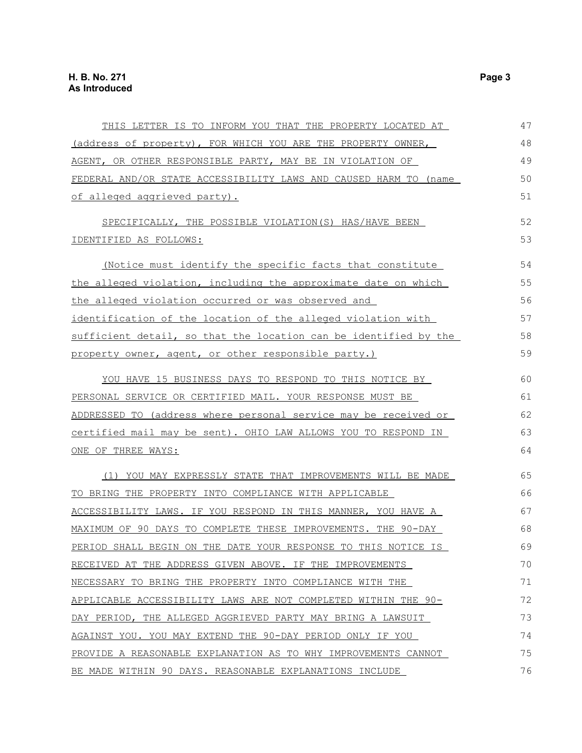THIS LETTER IS TO INFORM YOU THAT THE PROPERTY LOCATED AT (address of property), FOR WHICH YOU ARE THE PROPERTY OWNER, AGENT, OR OTHER RESPONSIBLE PARTY, MAY BE IN VIOLATION OF FEDERAL AND/OR STATE ACCESSIBILITY LAWS AND CAUSED HARM TO (name of alleged aggrieved party).

SPECIFICALLY, THE POSSIBLE VIOLATION(S) HAS/HAVE BEEN IDENTIFIED AS FOLLOWS:

(Notice must identify the specific facts that constitute the alleged violation, including the approximate date on which the alleged violation occurred or was observed and identification of the location of the alleged violation with sufficient detail, so that the location can be identified by the property owner, agent, or other responsible party.)

YOU HAVE 15 BUSINESS DAYS TO RESPOND TO THIS NOTICE BY PERSONAL SERVICE OR CERTIFIED MAIL. YOUR RESPONSE MUST BE ADDRESSED TO (address where personal service may be received or certified mail may be sent). OHIO LAW ALLOWS YOU TO RESPOND IN ONE OF THREE WAYS:

(1) YOU MAY EXPRESSLY STATE THAT IMPROVEMENTS WILL BE MADE TO BRING THE PROPERTY INTO COMPLIANCE WITH APPLICABLE ACCESSIBILITY LAWS. IF YOU RESPOND IN THIS MANNER, YOU HAVE A MAXIMUM OF 90 DAYS TO COMPLETE THESE IMPROVEMENTS. THE 90-DAY PERIOD SHALL BEGIN ON THE DATE YOUR RESPONSE TO THIS NOTICE IS RECEIVED AT THE ADDRESS GIVEN ABOVE. IF THE IMPROVEMENTS NECESSARY TO BRING THE PROPERTY INTO COMPLIANCE WITH THE APPLICABLE ACCESSIBILITY LAWS ARE NOT COMPLETED WITHIN THE 90-DAY PERIOD, THE ALLEGED AGGRIEVED PARTY MAY BRING A LAWSUIT AGAINST YOU. YOU MAY EXTEND THE 90-DAY PERIOD ONLY IF YOU PROVIDE A REASONABLE EXPLANATION AS TO WHY IMPROVEMENTS CANNOT BE MADE WITHIN 90 DAYS. REASONABLE EXPLANATIONS INCLUDE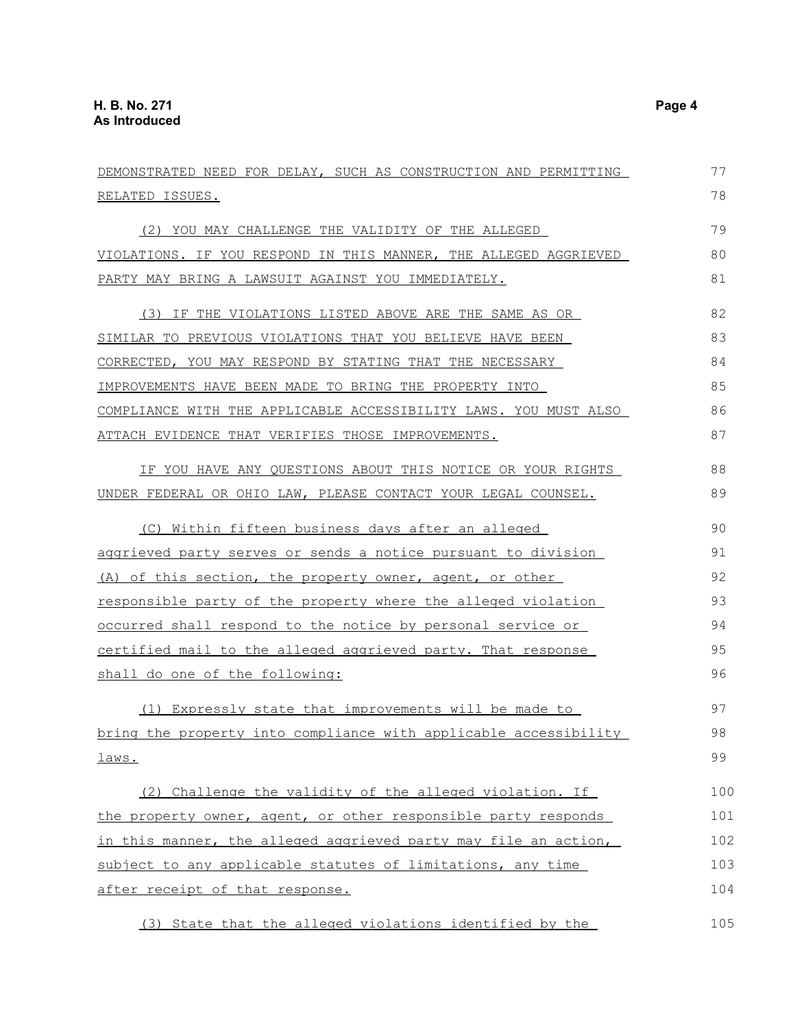DEMONSTRATED NEED FOR DELAY, SUCH AS CONSTRUCTION AND PERMITTING RELATED ISSUES.

(2) YOU MAY CHALLENGE THE VALIDITY OF THE ALLEGED VIOLATIONS. IF YOU RESPOND IN THIS MANNER, THE ALLEGED AGGRIEVED PARTY MAY BRING A LAWSUIT AGAINST YOU IMMEDIATELY.

(3) IF THE VIOLATIONS LISTED ABOVE ARE THE SAME AS OR SIMILAR TO PREVIOUS VIOLATIONS THAT YOU BELIEVE HAVE BEEN CORRECTED, YOU MAY RESPOND BY STATING THAT THE NECESSARY IMPROVEMENTS HAVE BEEN MADE TO BRING THE PROPERTY INTO COMPLIANCE WITH THE APPLICABLE ACCESSIBILITY LAWS. YOU MUST ALSO ATTACH EVIDENCE THAT VERIFIES THOSE IMPROVEMENTS.

IF YOU HAVE ANY QUESTIONS ABOUT THIS NOTICE OR YOUR RIGHTS UNDER FEDERAL OR OHIO LAW, PLEASE CONTACT YOUR LEGAL COUNSEL.

(C) Within fifteen business days after an alleged aggrieved party serves or sends a notice pursuant to division (A) of this section, the property owner, agent, or other responsible party of the property where the alleged violation occurred shall respond to the notice by personal service or certified mail to the alleged aggrieved party. That response shall do one of the following:

(1) Expressly state that improvements will be made to bring the property into compliance with applicable accessibility laws.

(2) Challenge the validity of the alleged violation. If the property owner, agent, or other responsible party responds in this manner, the alleged aggrieved party may file an action, subject to any applicable statutes of limitations, any time after receipt of that response.

(3) State that the alleged violations identified by the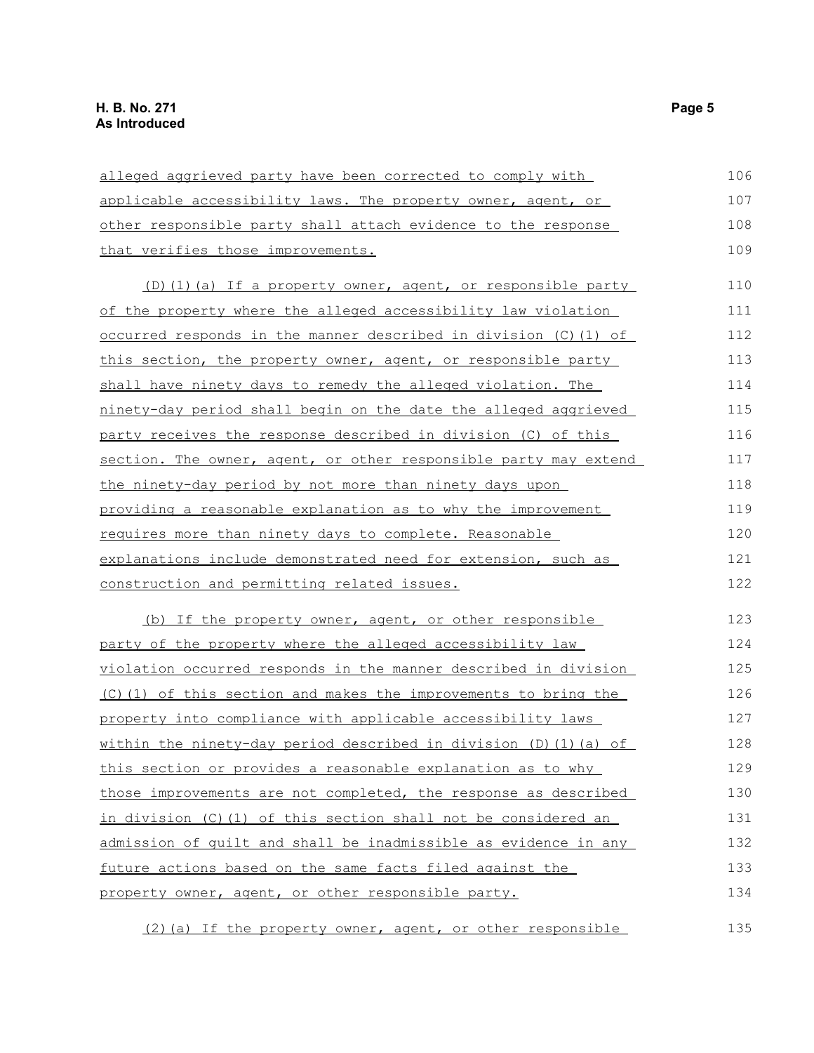alleged aggrieved party have been corrected to comply with applicable accessibility laws. The property owner, agent, or other responsible party shall attach evidence to the response that verifies those improvements.

(D)(1)(a) If a property owner, agent, or responsible party of the property where the alleged accessibility law violation occurred responds in the manner described in division (C)(1) of this section, the property owner, agent, or responsible party shall have ninety days to remedy the alleged violation. The ninety-day period shall begin on the date the alleged aggrieved party receives the response described in division (C) of this section. The owner, agent, or other responsible party may extend the ninety-day period by not more than ninety days upon providing a reasonable explanation as to why the improvement requires more than ninety days to complete. Reasonable explanations include demonstrated need for extension, such as construction and permitting related issues.

(b) If the property owner, agent, or other responsible party of the property where the alleged accessibility law violation occurred responds in the manner described in division (C)(1) of this section and makes the improvements to bring the property into compliance with applicable accessibility laws within the ninety-day period described in division (D)(1)(a) of this section or provides a reasonable explanation as to why those improvements are not completed, the response as described in division (C)(1) of this section shall not be considered an admission of guilt and shall be inadmissible as evidence in any future actions based on the same facts filed against the property owner, agent, or other responsible party.

(2)(a) If the property owner, agent, or other responsible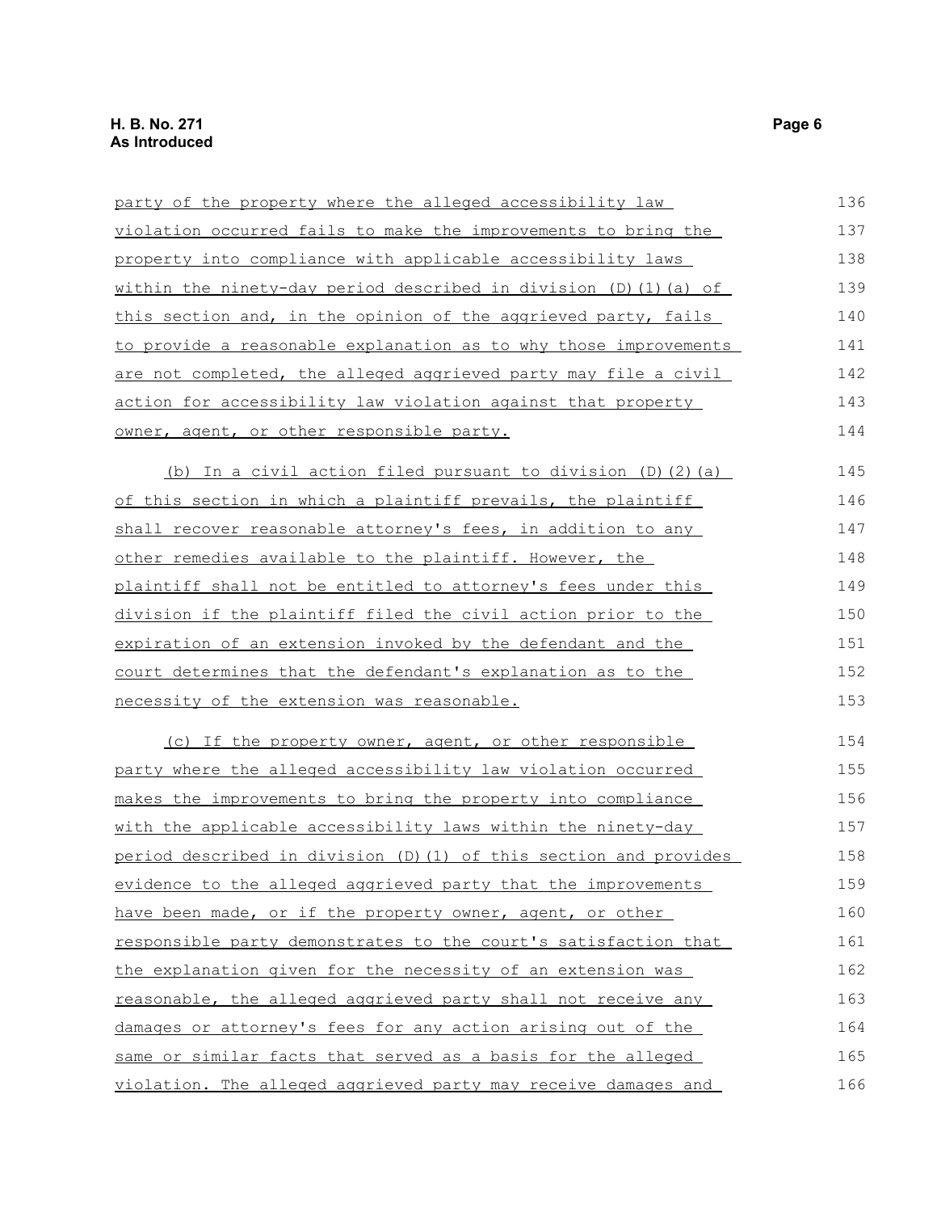party of the property where the alleged accessibility law violation occurred fails to make the improvements to bring the property into compliance with applicable accessibility laws within the ninety-day period described in division (D)(1)(a) of this section and, in the opinion of the aggrieved party, fails to provide a reasonable explanation as to why those improvements are not completed, the alleged aggrieved party may file a civil action for accessibility law violation against that property owner, agent, or other responsible party.

(b) In a civil action filed pursuant to division (D)(2)(a) of this section in which a plaintiff prevails, the plaintiff shall recover reasonable attorney's fees, in addition to any other remedies available to the plaintiff. However, the plaintiff shall not be entitled to attorney's fees under this division if the plaintiff filed the civil action prior to the expiration of an extension invoked by the defendant and the court determines that the defendant's explanation as to the necessity of the extension was reasonable.

(c) If the property owner, agent, or other responsible party where the alleged accessibility law violation occurred makes the improvements to bring the property into compliance with the applicable accessibility laws within the ninety-day period described in division (D)(1) of this section and provides evidence to the alleged aggrieved party that the improvements have been made, or if the property owner, agent, or other responsible party demonstrates to the court's satisfaction that the explanation given for the necessity of an extension was reasonable, the alleged aggrieved party shall not receive any damages or attorney's fees for any action arising out of the same or similar facts that served as a basis for the alleged violation. The alleged aggrieved party may receive damages and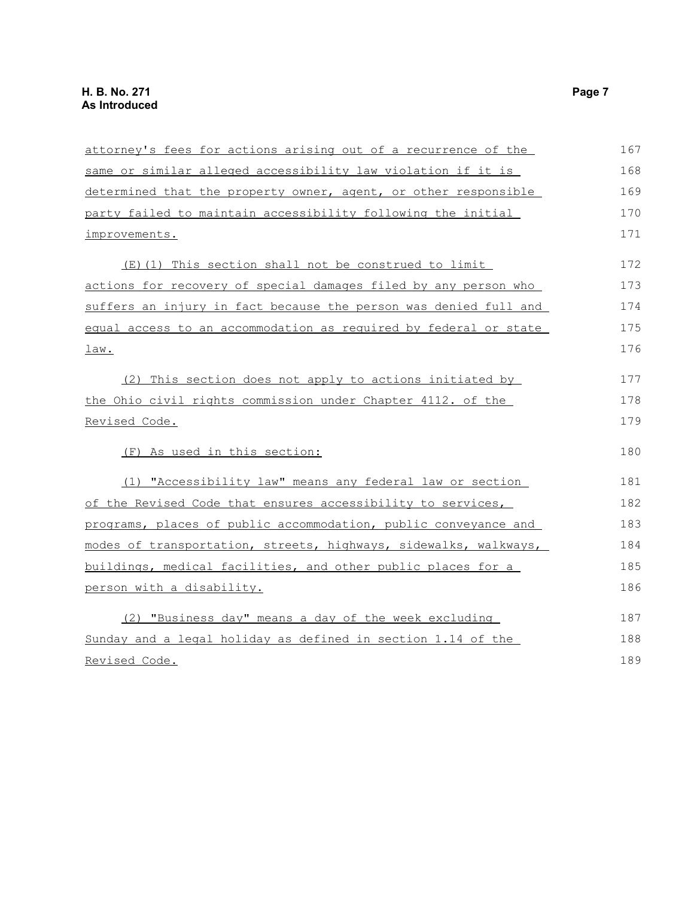attorney's fees for actions arising out of a recurrence of the same or similar alleged accessibility law violation if it is determined that the property owner, agent, or other responsible party failed to maintain accessibility following the initial improvements.

(E)(1) This section shall not be construed to limit actions for recovery of special damages filed by any person who suffers an injury in fact because the person was denied full and equal access to an accommodation as required by federal or state law.

(2) This section does not apply to actions initiated by the Ohio civil rights commission under Chapter 4112. of the Revised Code.

(F) As used in this section:

(1) "Accessibility law" means any federal law or section of the Revised Code that ensures accessibility to services, programs, places of public accommodation, public conveyance and modes of transportation, streets, highways, sidewalks, walkways, buildings, medical facilities, and other public places for a person with a disability.

(2) "Business day" means a day of the week excluding Sunday and a legal holiday as defined in section 1.14 of the Revised Code.